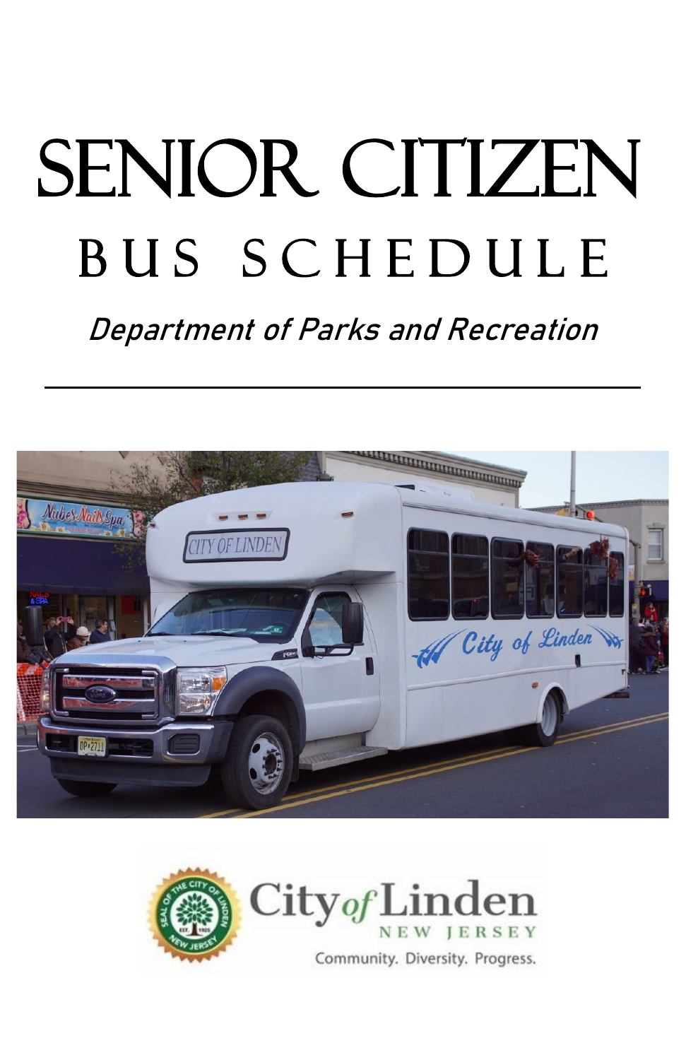# SENIOR CITIZEN

## BUS SCHEDULE

*Department of Parks and Recreation*

---

City of Linden
NEW JERSEY
Community. Diversity. Progress.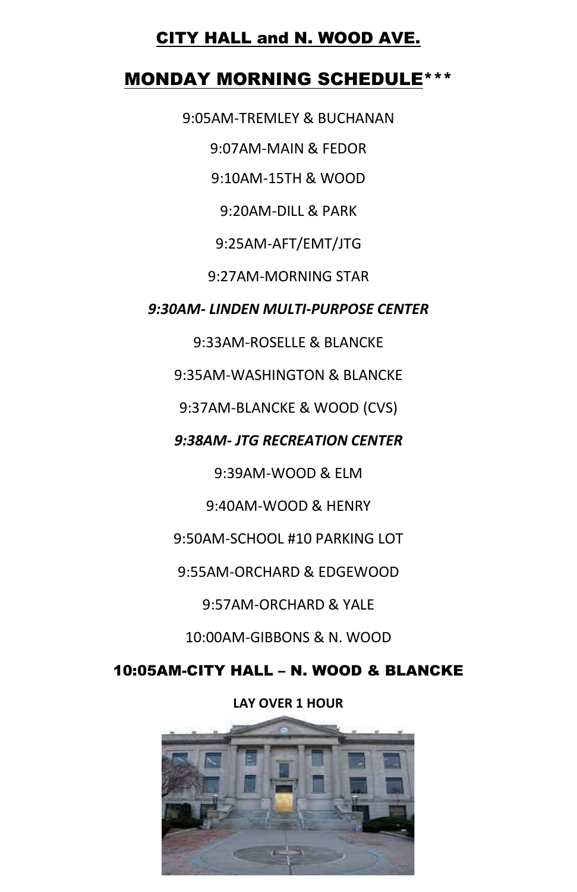# CITY HALL and N. WOOD AVE.

## MONDAY MORNING SCHEDULE***

9:05AM-TREMLEY & BUCHANAN

9:07AM-MAIN & FEDOR

9:10AM-15TH & WOOD

9:20AM-DILL & PARK

9:25AM-AFT/EMT/JTG

9:27AM-MORNING STAR

***9:30AM- LINDEN MULTI-PURPOSE CENTER***

9:33AM-ROSELLE & BLANCKE

9:35AM-WASHINGTON & BLANCKE

9:37AM-BLANCKE & WOOD (CVS)

***9:38AM- JTG RECREATION CENTER***

9:39AM-WOOD & ELM

9:40AM-WOOD & HENRY

9:50AM-SCHOOL #10 PARKING LOT

9:55AM-ORCHARD & EDGEWOOD

9:57AM-ORCHARD & YALE

10:00AM-GIBBONS & N. WOOD

### 10:05AM-CITY HALL – N. WOOD & BLANCKE

**LAY OVER 1 HOUR**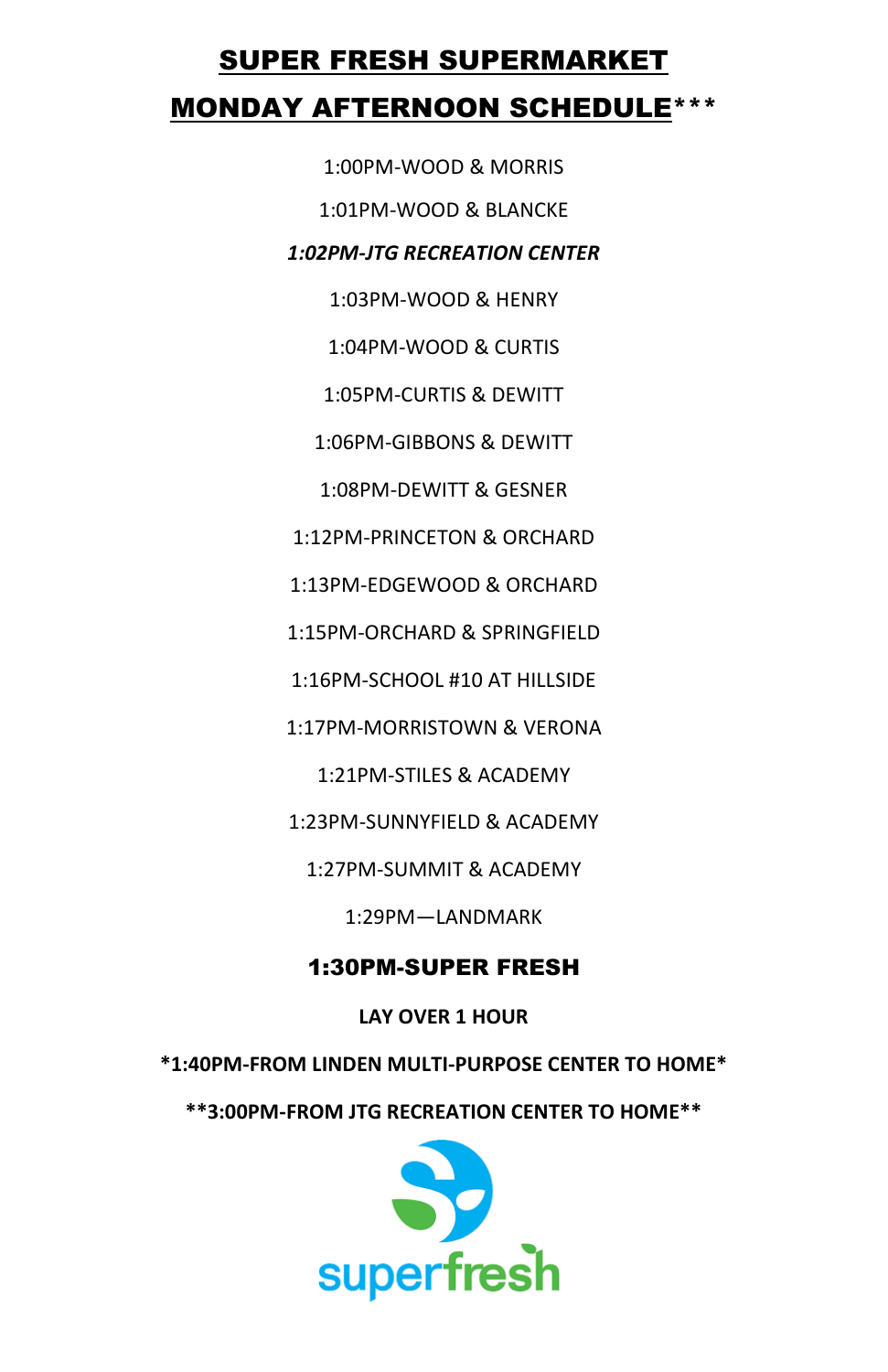# SUPER FRESH SUPERMARKET

## MONDAY AFTERNOON SCHEDULE***

1:00PM-WOOD & MORRIS

1:01PM-WOOD & BLANCKE

***1:02PM-JTG RECREATION CENTER***

1:03PM-WOOD & HENRY

1:04PM-WOOD & CURTIS

1:05PM-CURTIS & DEWITT

1:06PM-GIBBONS & DEWITT

1:08PM-DEWITT & GESNER

1:12PM-PRINCETON & ORCHARD

1:13PM-EDGEWOOD & ORCHARD

1:15PM-ORCHARD & SPRINGFIELD

1:16PM-SCHOOL #10 AT HILLSIDE

1:17PM-MORRISTOWN & VERONA

1:21PM-STILES & ACADEMY

1:23PM-SUNNYFIELD & ACADEMY

1:27PM-SUMMIT & ACADEMY

1:29PM—LANDMARK

**1:30PM-SUPER FRESH**

**LAY OVER 1 HOUR**

***1:40PM-FROM LINDEN MULTI-PURPOSE CENTER TO HOME***

****3:00PM-FROM JTG RECREATION CENTER TO HOME****

superfresh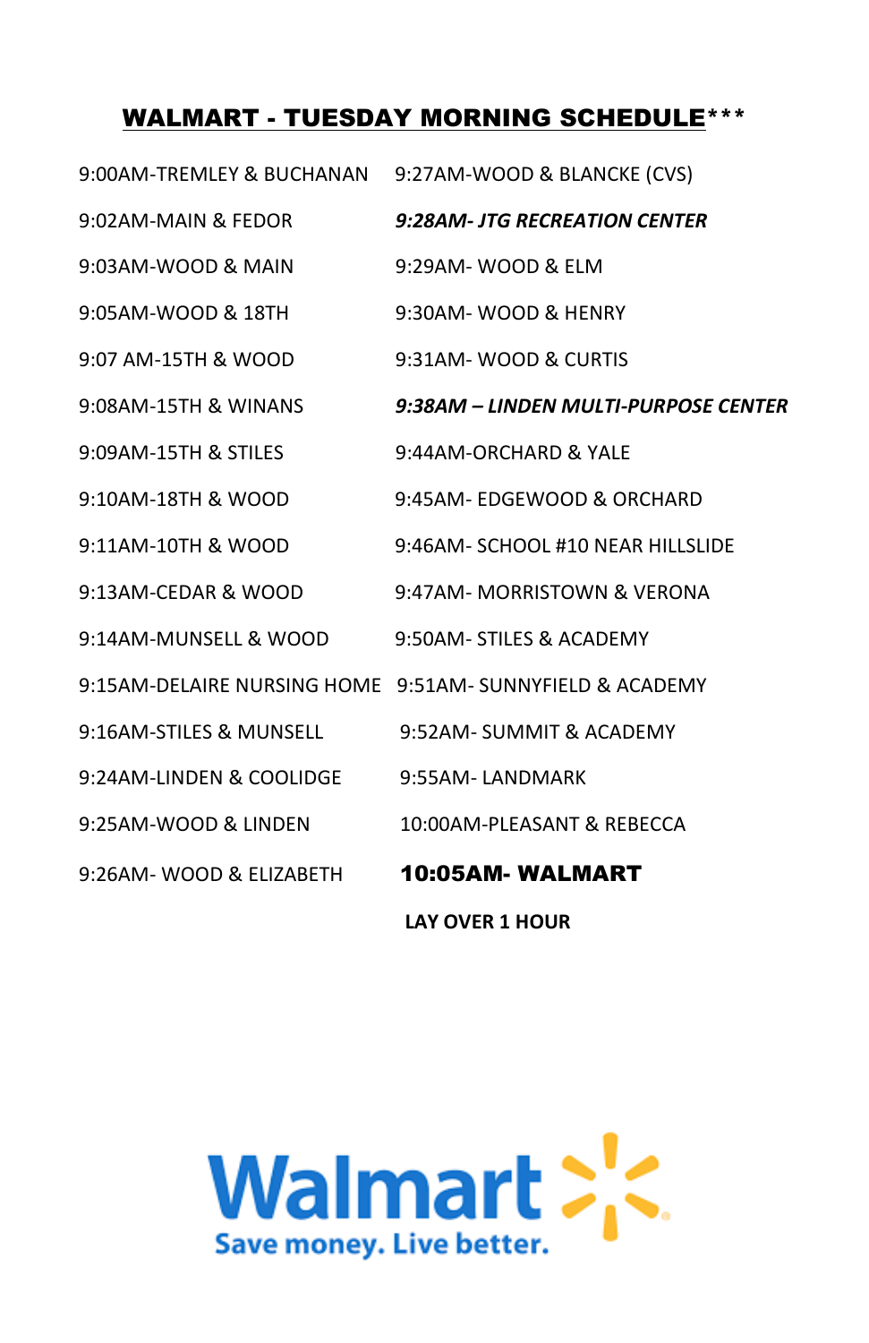## WALMART - TUESDAY MORNING SCHEDULE***

9:00AM-TREMLEY & BUCHANAN

9:02AM-MAIN & FEDOR

9:03AM-WOOD & MAIN

9:05AM-WOOD & 18TH

9:07 AM-15TH & WOOD

9:08AM-15TH & WINANS

9:09AM-15TH & STILES

9:10AM-18TH & WOOD

9:11AM-10TH & WOOD

9:13AM-CEDAR & WOOD

9:14AM-MUNSELL & WOOD

9:15AM-DELAIRE NURSING HOME

9:16AM-STILES & MUNSELL

9:24AM-LINDEN & COOLIDGE

9:25AM-WOOD & LINDEN

9:26AM- WOOD & ELIZABETH

9:27AM-WOOD & BLANCKE (CVS)

***9:28AM- JTG RECREATION CENTER***

9:29AM- WOOD & ELM

9:30AM- WOOD & HENRY

9:31AM- WOOD & CURTIS

***9:38AM – LINDEN MULTI-PURPOSE CENTER***

9:44AM-ORCHARD & YALE

9:45AM- EDGEWOOD & ORCHARD

9:46AM- SCHOOL #10 NEAR HILLSLIDE

9:47AM- MORRISTOWN & VERONA

9:50AM- STILES & ACADEMY

9:51AM- SUNNYFIELD & ACADEMY

9:52AM- SUMMIT & ACADEMY

9:55AM- LANDMARK

10:00AM-PLEASANT & REBECCA

**10:05AM- WALMART**

**LAY OVER 1 HOUR**

Walmart
Save money. Live better.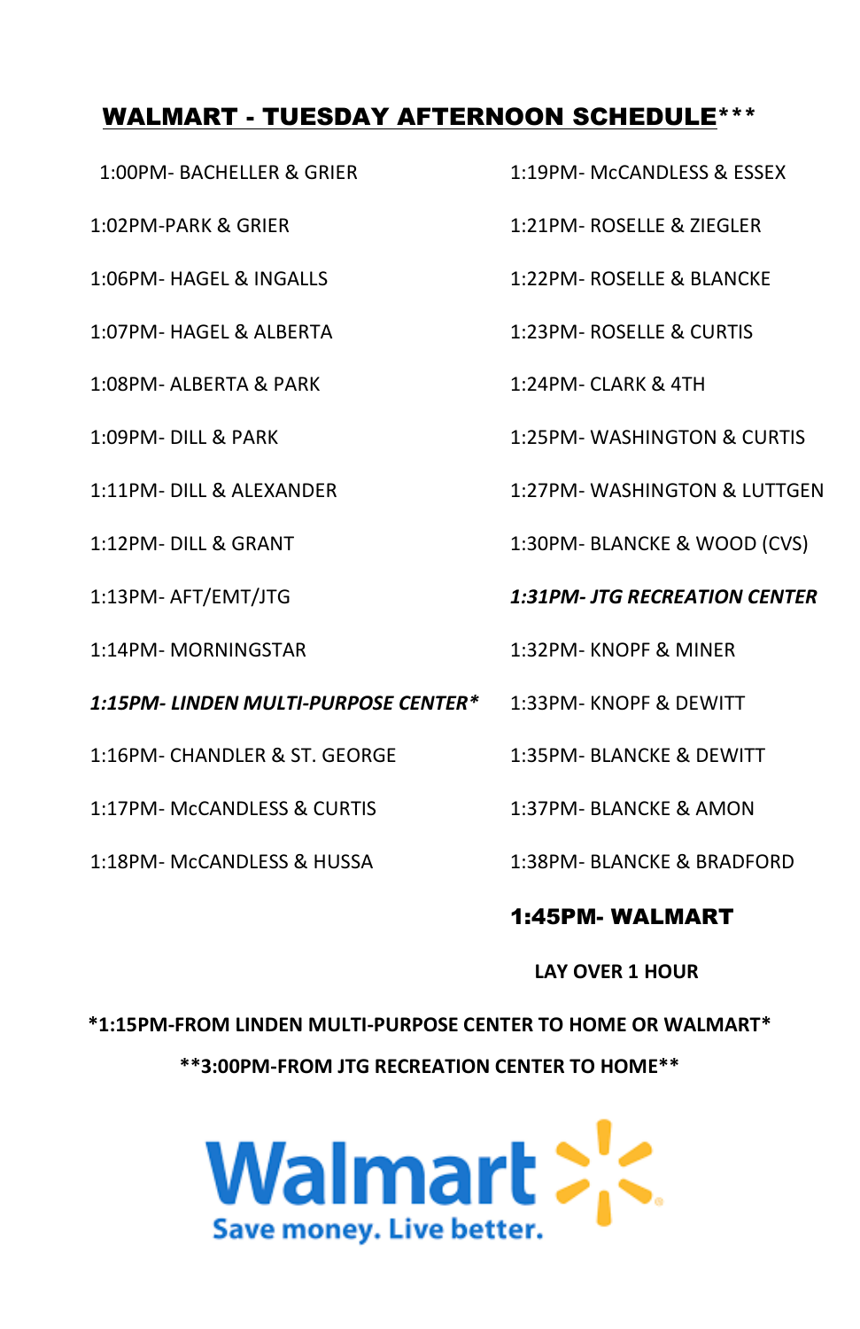## WALMART - TUESDAY AFTERNOON SCHEDULE***

1:00PM- BACHELLER & GRIER

1:02PM-PARK & GRIER

1:06PM- HAGEL & INGALLS

1:07PM- HAGEL & ALBERTA

1:08PM- ALBERTA & PARK

1:09PM- DILL & PARK

1:11PM- DILL & ALEXANDER

1:12PM- DILL & GRANT

1:13PM- AFT/EMT/JTG

1:14PM- MORNINGSTAR

***1:15PM- LINDEN MULTI-PURPOSE CENTER****

1:16PM- CHANDLER & ST. GEORGE

1:17PM- McCANDLESS & CURTIS

1:18PM- McCANDLESS & HUSSA

1:19PM- McCANDLESS & ESSEX

1:21PM- ROSELLE & ZIEGLER

1:22PM- ROSELLE & BLANCKE

1:23PM- ROSELLE & CURTIS

1:24PM- CLARK & 4TH

1:25PM- WASHINGTON & CURTIS

1:27PM- WASHINGTON & LUTTGEN

1:30PM- BLANCKE & WOOD (CVS)

***1:31PM- JTG RECREATION CENTER***

1:32PM- KNOPF & MINER

1:33PM- KNOPF & DEWITT

1:35PM- BLANCKE & DEWITT

1:37PM- BLANCKE & AMON

1:38PM- BLANCKE & BRADFORD

**1:45PM- WALMART**

**LAY OVER 1 HOUR**

***1:15PM-FROM LINDEN MULTI-PURPOSE CENTER TO HOME OR WALMART***

****3:00PM-FROM JTG RECREATION CENTER TO HOME****

Walmart
Save money. Live better.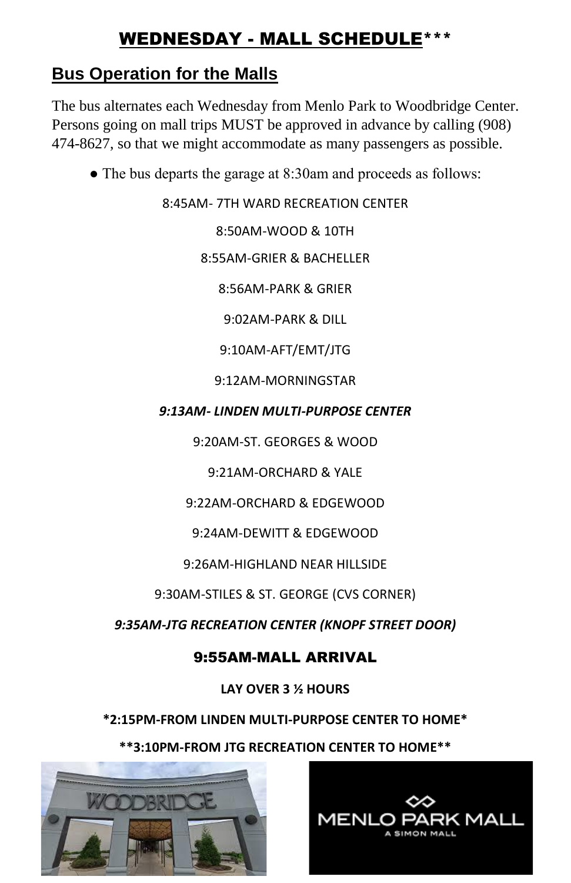# WEDNESDAY - MALL SCHEDULE***

## Bus Operation for the Malls

The bus alternates each Wednesday from Menlo Park to Woodbridge Center. Persons going on mall trips MUST be approved in advance by calling (908) 474-8627, so that we might accommodate as many passengers as possible.

- The bus departs the garage at 8:30am and proceeds as follows:

8:45AM- 7TH WARD RECREATION CENTER

8:50AM-WOOD & 10TH

8:55AM-GRIER & BACHELLER

8:56AM-PARK & GRIER

9:02AM-PARK & DILL

9:10AM-AFT/EMT/JTG

9:12AM-MORNINGSTAR

***9:13AM- LINDEN MULTI-PURPOSE CENTER***

9:20AM-ST. GEORGES & WOOD

9:21AM-ORCHARD & YALE

9:22AM-ORCHARD & EDGEWOOD

9:24AM-DEWITT & EDGEWOOD

9:26AM-HIGHLAND NEAR HILLSIDE

9:30AM-STILES & ST. GEORGE (CVS CORNER)

***9:35AM-JTG RECREATION CENTER (KNOPF STREET DOOR)***

### 9:55AM-MALL ARRIVAL

**LAY OVER 3 ½ HOURS**

***2:15PM-FROM LINDEN MULTI-PURPOSE CENTER TO HOME***

****3:10PM-FROM JTG RECREATION CENTER TO HOME****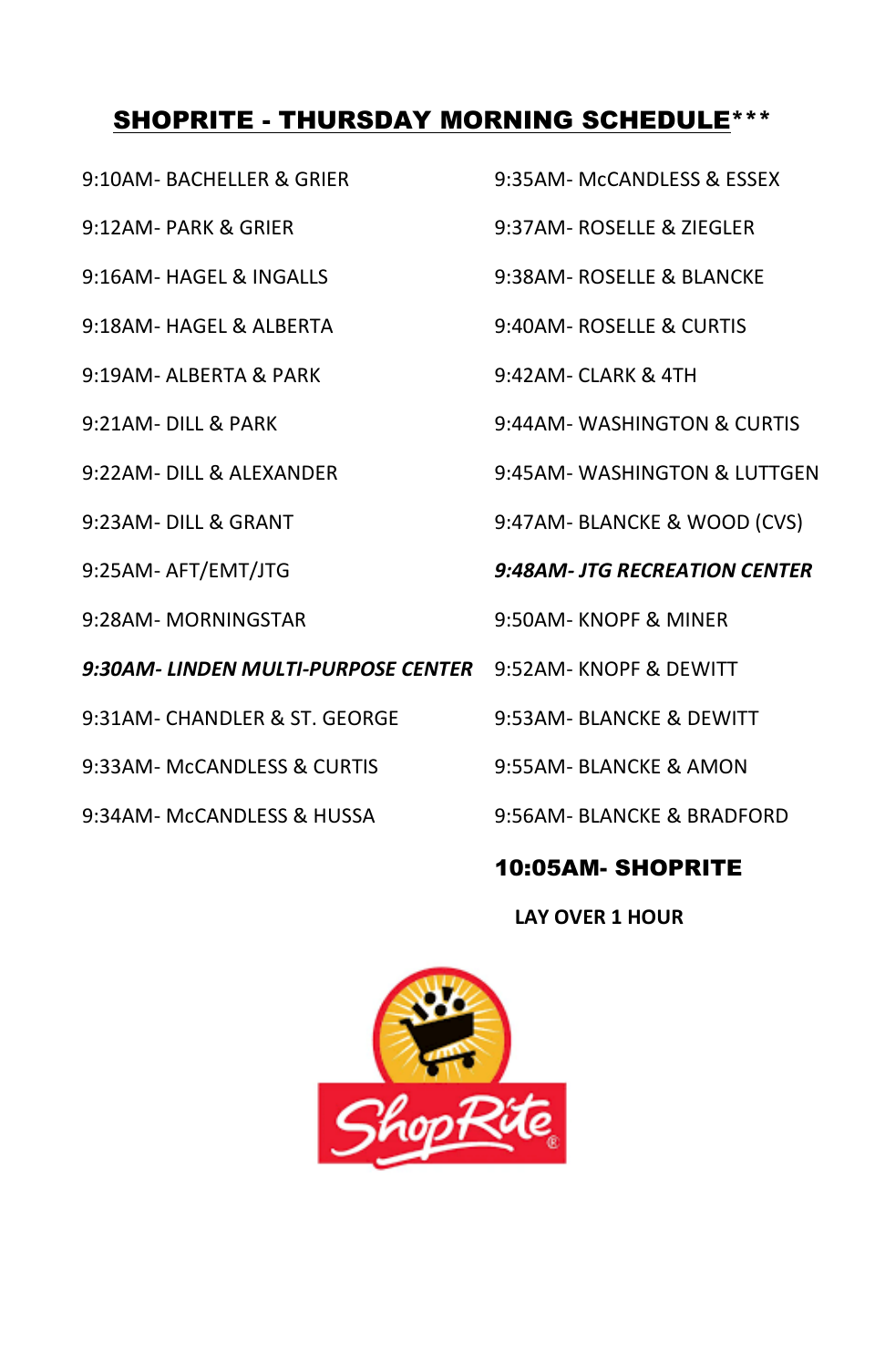## <u>SHOPRITE - THURSDAY MORNING SCHEDULE</u>***

9:10AM- BACHELLER & GRIER

9:12AM- PARK & GRIER

9:16AM- HAGEL & INGALLS

9:18AM- HAGEL & ALBERTA

9:19AM- ALBERTA & PARK

9:21AM- DILL & PARK

9:22AM- DILL & ALEXANDER

9:23AM- DILL & GRANT

9:25AM- AFT/EMT/JTG

9:28AM- MORNINGSTAR

***9:30AM- LINDEN MULTI-PURPOSE CENTER***

9:31AM- CHANDLER & ST. GEORGE

9:33AM- McCANDLESS & CURTIS

9:34AM- McCANDLESS & HUSSA

9:35AM- McCANDLESS & ESSEX

9:37AM- ROSELLE & ZIEGLER

9:38AM- ROSELLE & BLANCKE

9:40AM- ROSELLE & CURTIS

9:42AM- CLARK & 4TH

9:44AM- WASHINGTON & CURTIS

9:45AM- WASHINGTON & LUTTGEN

9:47AM- BLANCKE & WOOD (CVS)

***9:48AM- JTG RECREATION CENTER***

9:50AM- KNOPF & MINER

9:52AM- KNOPF & DEWITT

9:53AM- BLANCKE & DEWITT

9:55AM- BLANCKE & AMON

9:56AM- BLANCKE & BRADFORD

**10:05AM- SHOPRITE**

**LAY OVER 1 HOUR**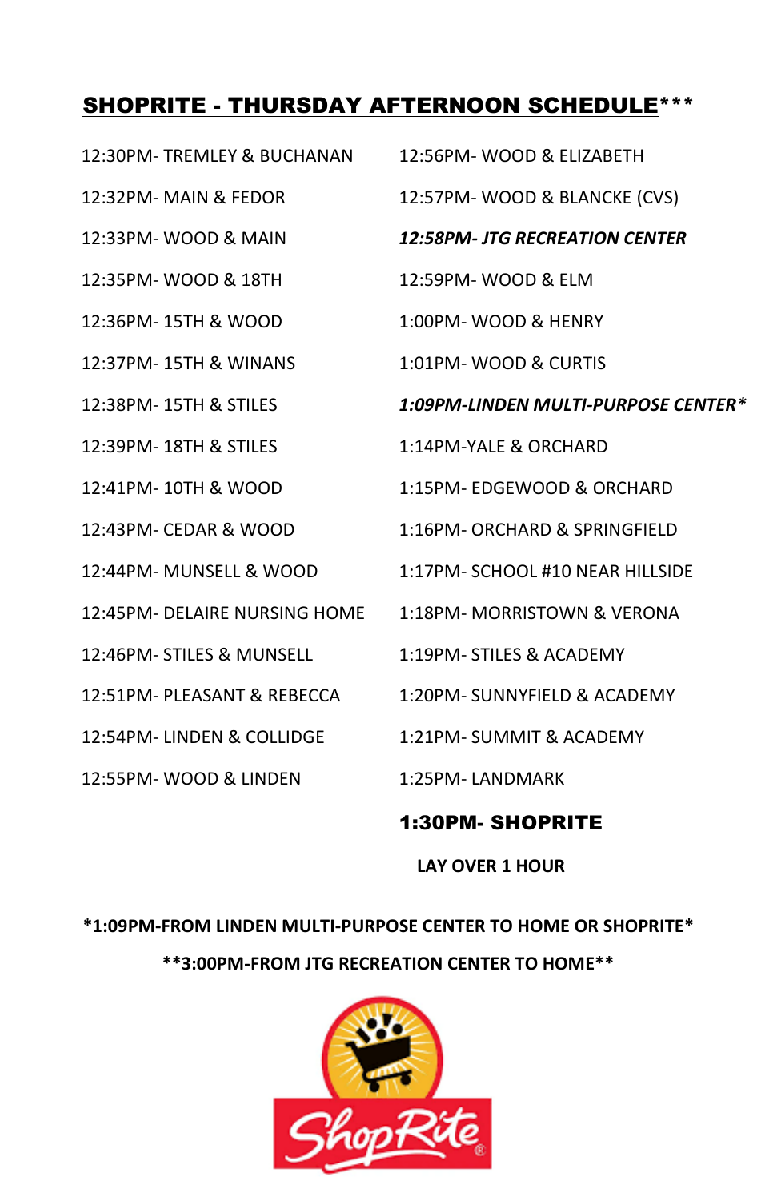## SHOPRITE - THURSDAY AFTERNOON SCHEDULE***

12:30PM- TREMLEY & BUCHANAN

12:32PM- MAIN & FEDOR

12:33PM- WOOD & MAIN

12:35PM- WOOD & 18TH

12:36PM- 15TH & WOOD

12:37PM- 15TH & WINANS

12:38PM- 15TH & STILES

12:39PM- 18TH & STILES

12:41PM- 10TH & WOOD

12:43PM- CEDAR & WOOD

12:44PM- MUNSELL & WOOD

12:45PM- DELAIRE NURSING HOME

12:46PM- STILES & MUNSELL

12:51PM- PLEASANT & REBECCA

12:54PM- LINDEN & COLLIDGE

12:55PM- WOOD & LINDEN

12:56PM- WOOD & ELIZABETH

12:57PM- WOOD & BLANCKE (CVS)

***12:58PM- JTG RECREATION CENTER***

12:59PM- WOOD & ELM

1:00PM- WOOD & HENRY

1:01PM- WOOD & CURTIS

***1:09PM-LINDEN MULTI-PURPOSE CENTER****

1:14PM-YALE & ORCHARD

1:15PM- EDGEWOOD & ORCHARD

1:16PM- ORCHARD & SPRINGFIELD

1:17PM- SCHOOL #10 NEAR HILLSIDE

1:18PM- MORRISTOWN & VERONA

1:19PM- STILES & ACADEMY

1:20PM- SUNNYFIELD & ACADEMY

1:21PM- SUMMIT & ACADEMY

1:25PM- LANDMARK

**1:30PM- SHOPRITE**

**LAY OVER 1 HOUR**

**\*1:09PM-FROM LINDEN MULTI-PURPOSE CENTER TO HOME OR SHOPRITE\***

**\*\*3:00PM-FROM JTG RECREATION CENTER TO HOME\*\***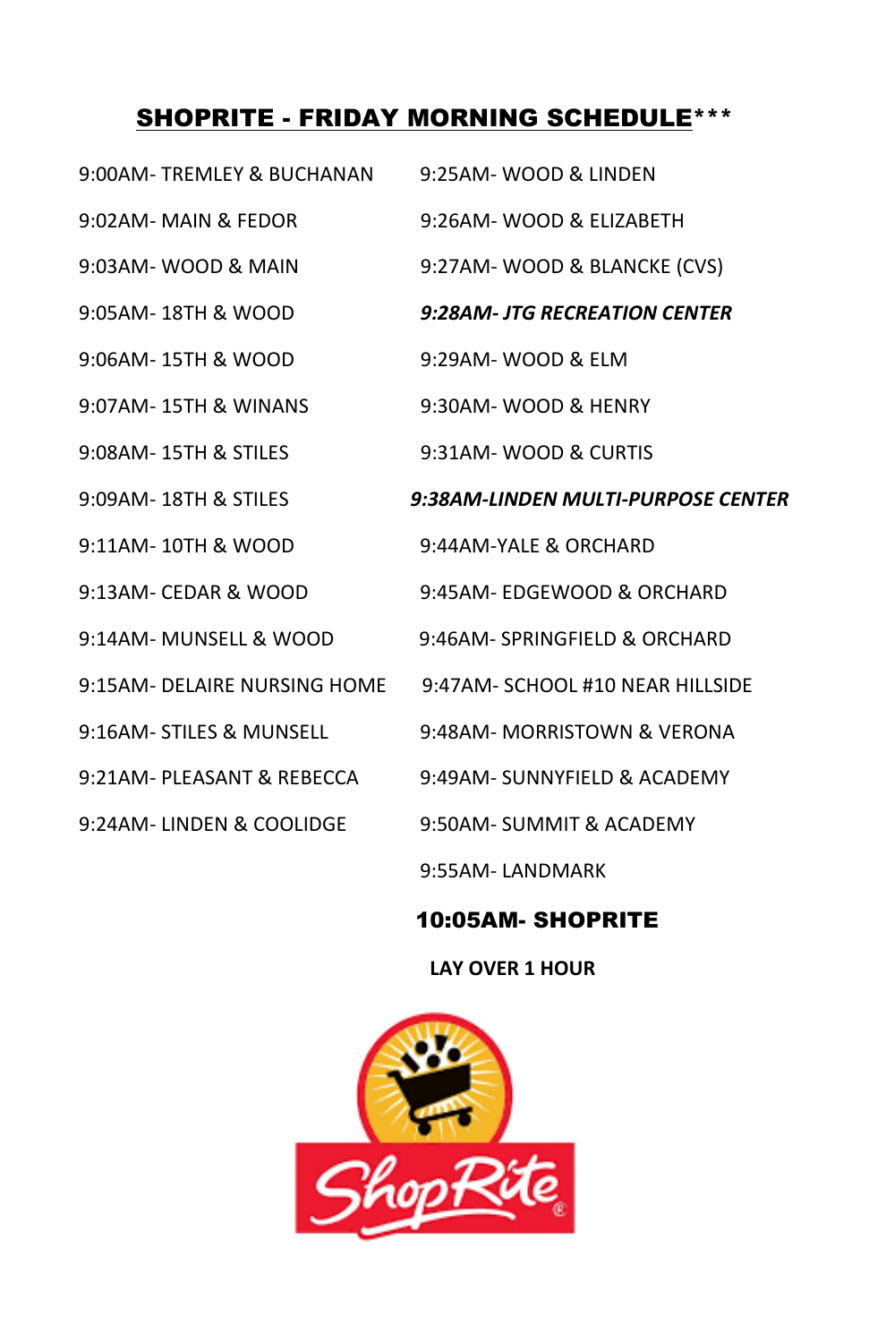## SHOPRITE - FRIDAY MORNING SCHEDULE***

9:00AM- TREMLEY & BUCHANAN

9:02AM- MAIN & FEDOR

9:03AM- WOOD & MAIN

9:05AM- 18TH & WOOD

9:06AM- 15TH & WOOD

9:07AM- 15TH & WINANS

9:08AM- 15TH & STILES

9:09AM- 18TH & STILES

9:11AM- 10TH & WOOD

9:13AM- CEDAR & WOOD

9:14AM- MUNSELL & WOOD

9:15AM- DELAIRE NURSING HOME

9:16AM- STILES & MUNSELL

9:21AM- PLEASANT & REBECCA

9:24AM- LINDEN & COOLIDGE

9:25AM- WOOD & LINDEN

9:26AM- WOOD & ELIZABETH

9:27AM- WOOD & BLANCKE (CVS)

***9:28AM- JTG RECREATION CENTER***

9:29AM- WOOD & ELM

9:30AM- WOOD & HENRY

9:31AM- WOOD & CURTIS

***9:38AM-LINDEN MULTI-PURPOSE CENTER***

9:44AM-YALE & ORCHARD

9:45AM- EDGEWOOD & ORCHARD

9:46AM- SPRINGFIELD & ORCHARD

9:47AM- SCHOOL #10 NEAR HILLSIDE

9:48AM- MORRISTOWN & VERONA

9:49AM- SUNNYFIELD & ACADEMY

9:50AM- SUMMIT & ACADEMY

9:55AM- LANDMARK

**10:05AM- SHOPRITE**

**LAY OVER 1 HOUR**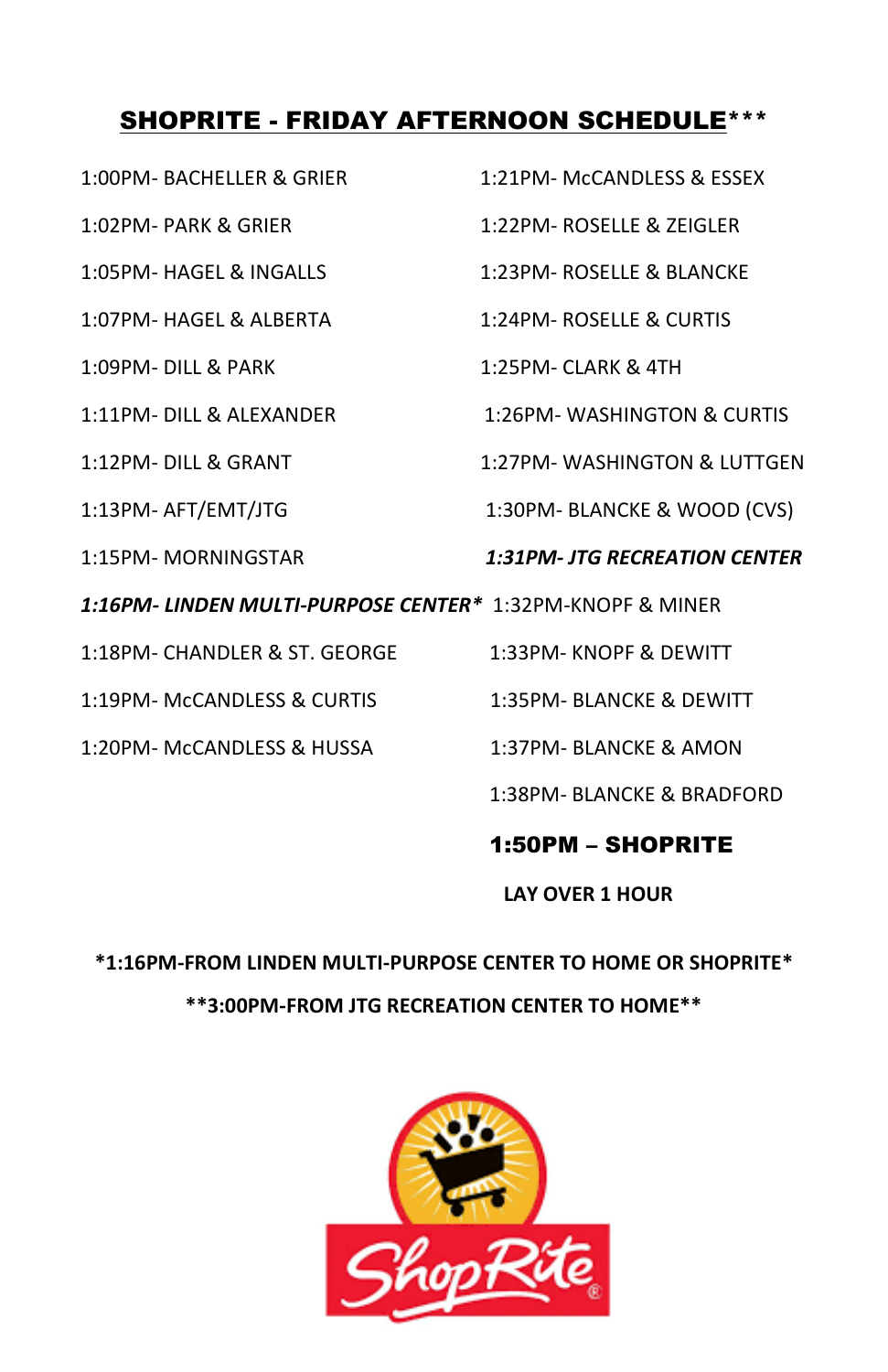# SHOPRITE - FRIDAY AFTERNOON SCHEDULE***

1:00PM- BACHELLER & GRIER

1:02PM- PARK & GRIER

1:05PM- HAGEL & INGALLS

1:07PM- HAGEL & ALBERTA

1:09PM- DILL & PARK

1:11PM- DILL & ALEXANDER

1:12PM- DILL & GRANT

1:13PM- AFT/EMT/JTG

1:15PM- MORNINGSTAR

***1:16PM- LINDEN MULTI-PURPOSE CENTER****

1:18PM- CHANDLER & ST. GEORGE

1:19PM- McCANDLESS & CURTIS

1:20PM- McCANDLESS & HUSSA

1:21PM- McCANDLESS & ESSEX

1:22PM- ROSELLE & ZEIGLER

1:23PM- ROSELLE & BLANCKE

1:24PM- ROSELLE & CURTIS

1:25PM- CLARK & 4TH

1:26PM- WASHINGTON & CURTIS

1:27PM- WASHINGTON & LUTTGEN

1:30PM- BLANCKE & WOOD (CVS)

***1:31PM- JTG RECREATION CENTER***

1:32PM-KNOPF & MINER

1:33PM- KNOPF & DEWITT

1:35PM- BLANCKE & DEWITT

1:37PM- BLANCKE & AMON

1:38PM- BLANCKE & BRADFORD

**1:50PM – SHOPRITE**

**LAY OVER 1 HOUR**

***1:16PM-FROM LINDEN MULTI-PURPOSE CENTER TO HOME OR SHOPRITE***

****3:00PM-FROM JTG RECREATION CENTER TO HOME****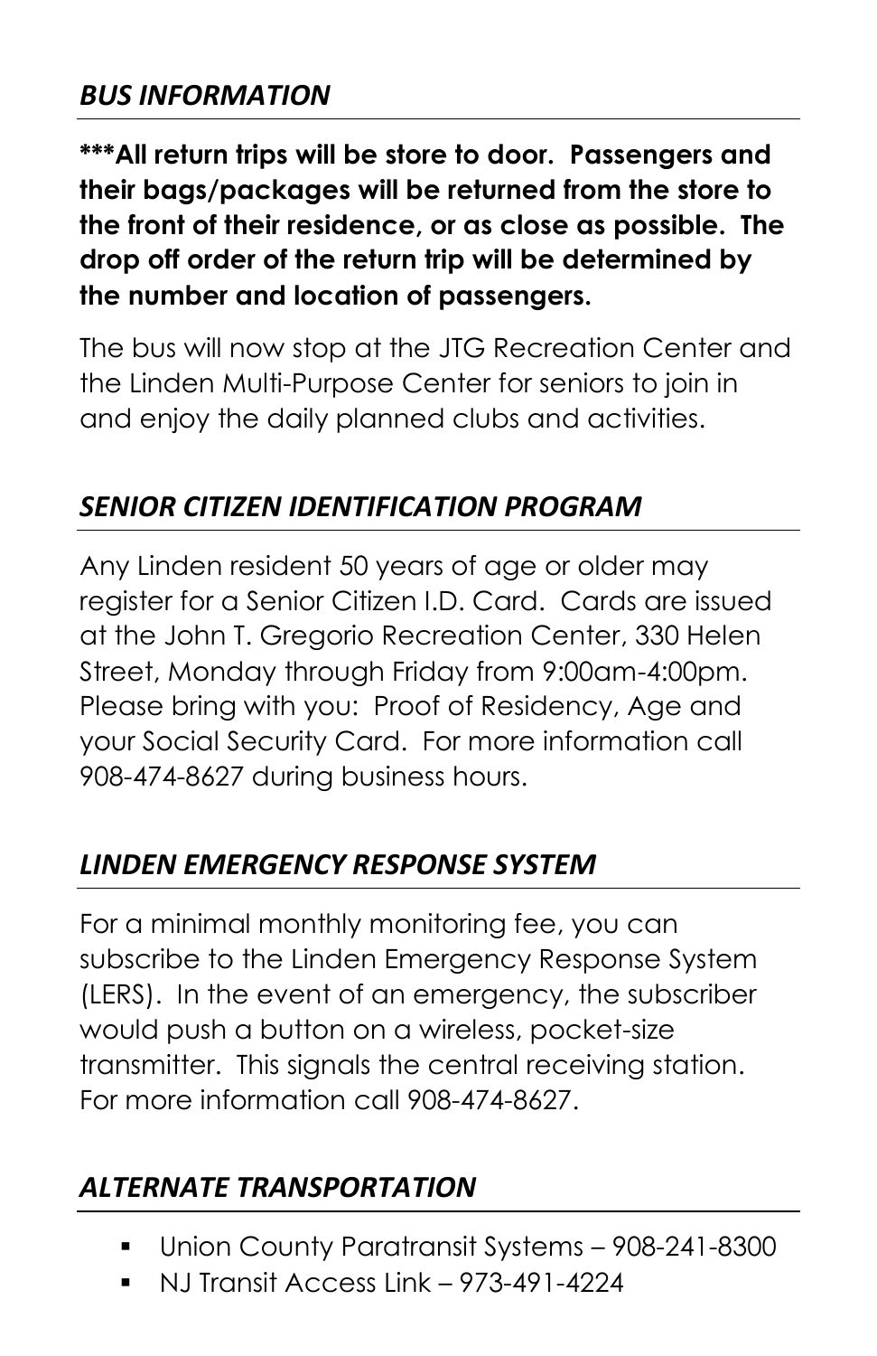## *BUS INFORMATION*

**\*\*\*All return trips will be store to door. Passengers and their bags/packages will be returned from the store to the front of their residence, or as close as possible. The drop off order of the return trip will be determined by the number and location of passengers.**

The bus will now stop at the JTG Recreation Center and the Linden Multi-Purpose Center for seniors to join in and enjoy the daily planned clubs and activities.

## *SENIOR CITIZEN IDENTIFICATION PROGRAM*

Any Linden resident 50 years of age or older may register for a Senior Citizen I.D. Card. Cards are issued at the John T. Gregorio Recreation Center, 330 Helen Street, Monday through Friday from 9:00am-4:00pm. Please bring with you: Proof of Residency, Age and your Social Security Card. For more information call 908-474-8627 during business hours.

## *LINDEN EMERGENCY RESPONSE SYSTEM*

For a minimal monthly monitoring fee, you can subscribe to the Linden Emergency Response System (LERS). In the event of an emergency, the subscriber would push a button on a wireless, pocket-size transmitter. This signals the central receiving station. For more information call 908-474-8627.

## *ALTERNATE TRANSPORTATION*

- Union County Paratransit Systems – 908-241-8300
- NJ Transit Access Link – 973-491-4224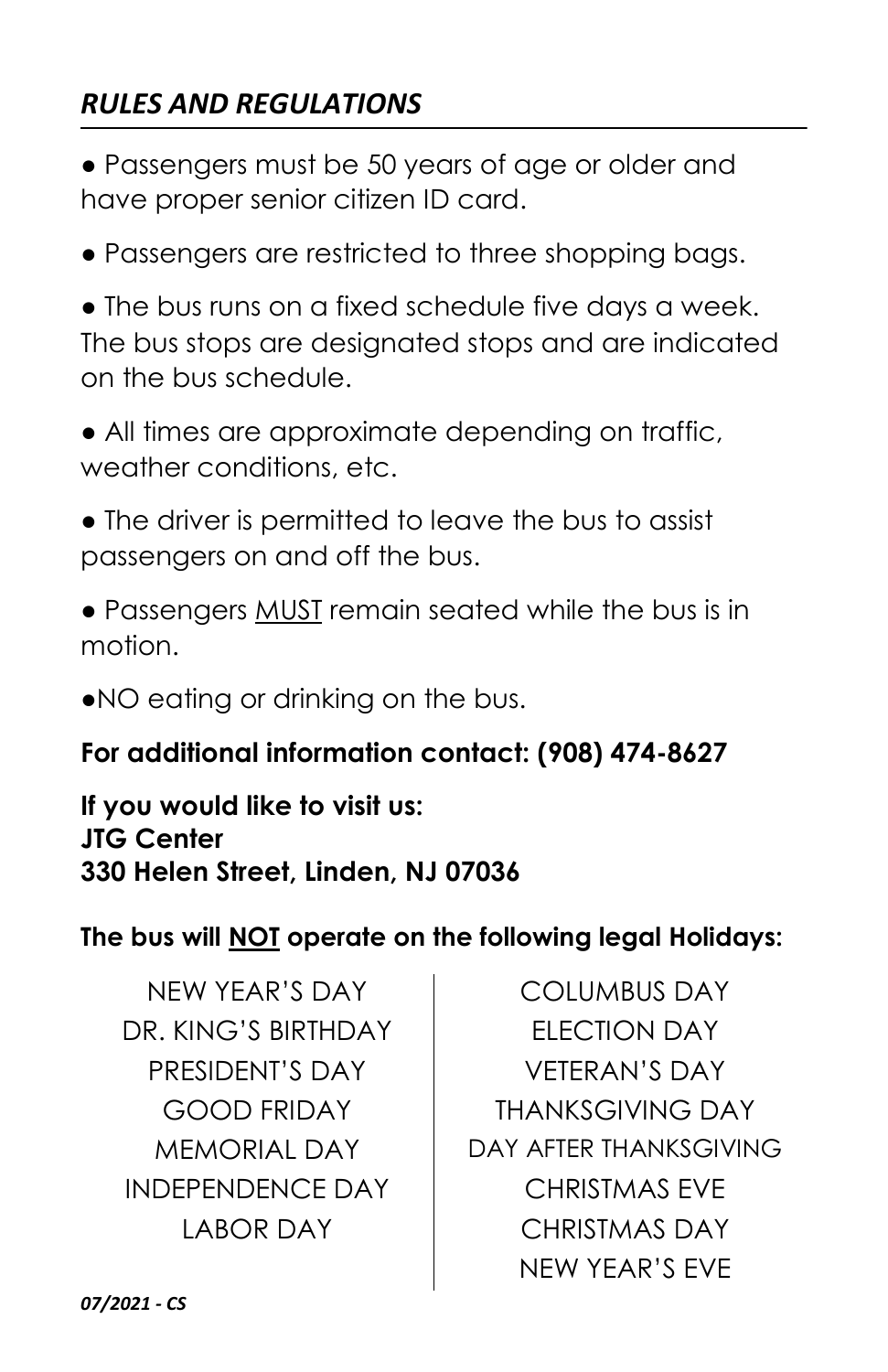## *RULES AND REGULATIONS*

- Passengers must be 50 years of age or older and have proper senior citizen ID card.
- Passengers are restricted to three shopping bags.
- The bus runs on a fixed schedule five days a week. The bus stops are designated stops and are indicated on the bus schedule.
- All times are approximate depending on traffic, weather conditions, etc.
- The driver is permitted to leave the bus to assist passengers on and off the bus.
- Passengers <u>MUST</u> remain seated while the bus is in motion.
- NO eating or drinking on the bus.

**For additional information contact: (908) 474-8627**

**If you would like to visit us:**
**JTG Center**
**330 Helen Street, Linden, NJ 07036**

**The bus will <u>NOT</u> operate on the following legal Holidays:**

NEW YEAR'S DAY
DR. KING'S BIRTHDAY
PRESIDENT'S DAY
GOOD FRIDAY
MEMORIAL DAY
INDEPENDENCE DAY
LABOR DAY
COLUMBUS DAY
ELECTION DAY
VETERAN'S DAY
THANKSGIVING DAY
DAY AFTER THANKSGIVING
CHRISTMAS EVE
CHRISTMAS DAY
NEW YEAR'S EVE

***07/2021 - CS***